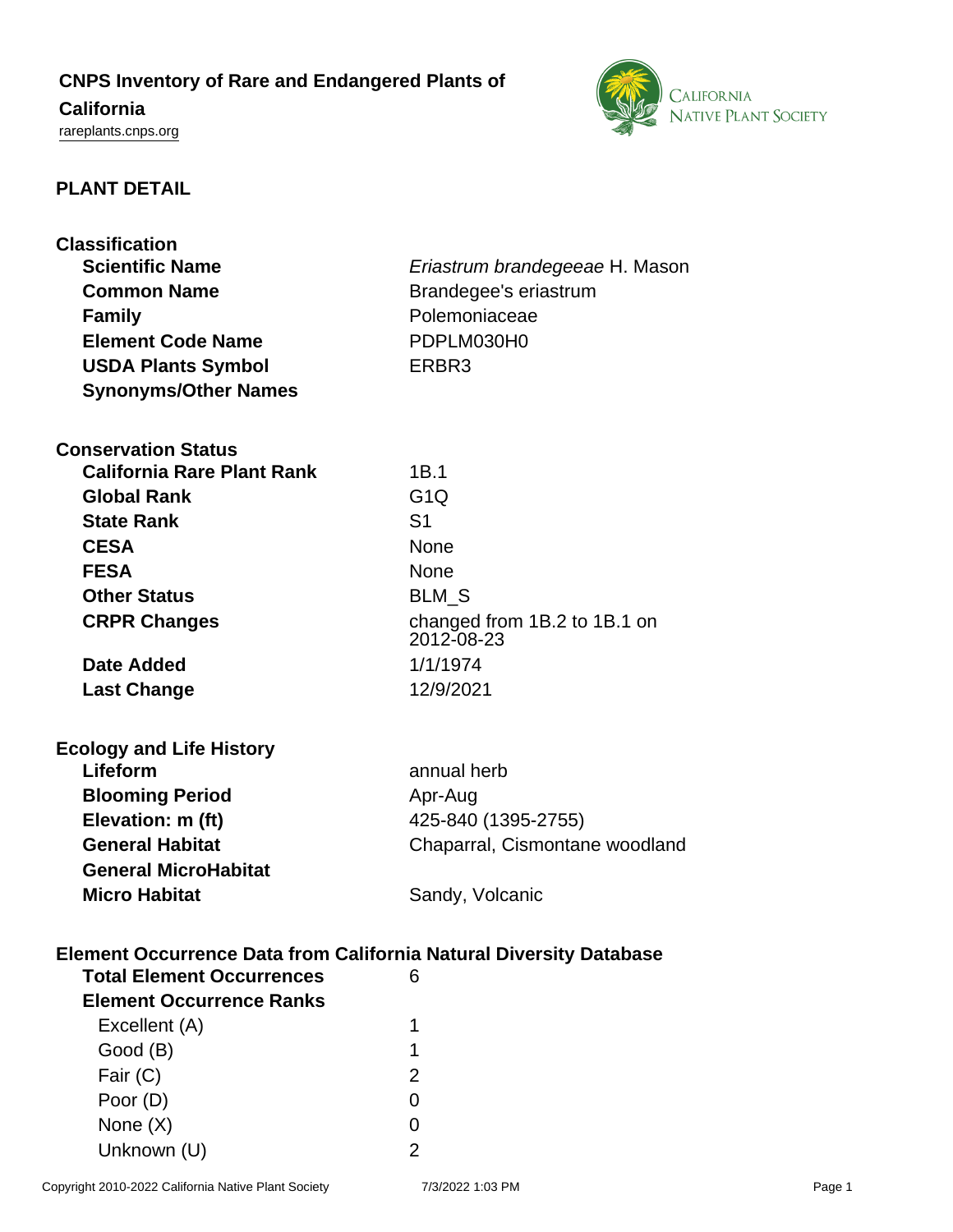# CNPS Inventory of Rare and Endangered Plants of California

rareplants.cnps.org

## PLANT DETAIL

### Classification

| | |
|---|---|
| **Scientific Name** | *Eriastrum brandegeeae* H. Mason |
| **Common Name** | Brandegee's eriastrum |
| **Family** | Polemoniaceae |
| **Element Code Name** | PDPLM030H0 |
| **USDA Plants Symbol** | ERBR3 |
| **Synonyms/Other Names** | |

### Conservation Status

| | |
|---|---|
| **California Rare Plant Rank** | 1B.1 |
| **Global Rank** | G1Q |
| **State Rank** | S1 |
| **CESA** | None |
| **FESA** | None |
| **Other Status** | BLM_S |
| **CRPR Changes** | changed from 1B.2 to 1B.1 on 2012-08-23 |
| **Date Added** | 1/1/1974 |
| **Last Change** | 12/9/2021 |

### Ecology and Life History

| | |
|---|---|
| **Lifeform** | annual herb |
| **Blooming Period** | Apr-Aug |
| **Elevation: m (ft)** | 425-840 (1395-2755) |
| **General Habitat** | Chaparral, Cismontane woodland |
| **General MicroHabitat** | |
| **Micro Habitat** | Sandy, Volcanic |

### Element Occurrence Data from California Natural Diversity Database

| | |
|---|---|
| **Total Element Occurrences** | 6 |
| **Element Occurrence Ranks** | |
| Excellent (A) | 1 |
| Good (B) | 1 |
| Fair (C) | 2 |
| Poor (D) | 0 |
| None (X) | 0 |
| Unknown (U) | 2 |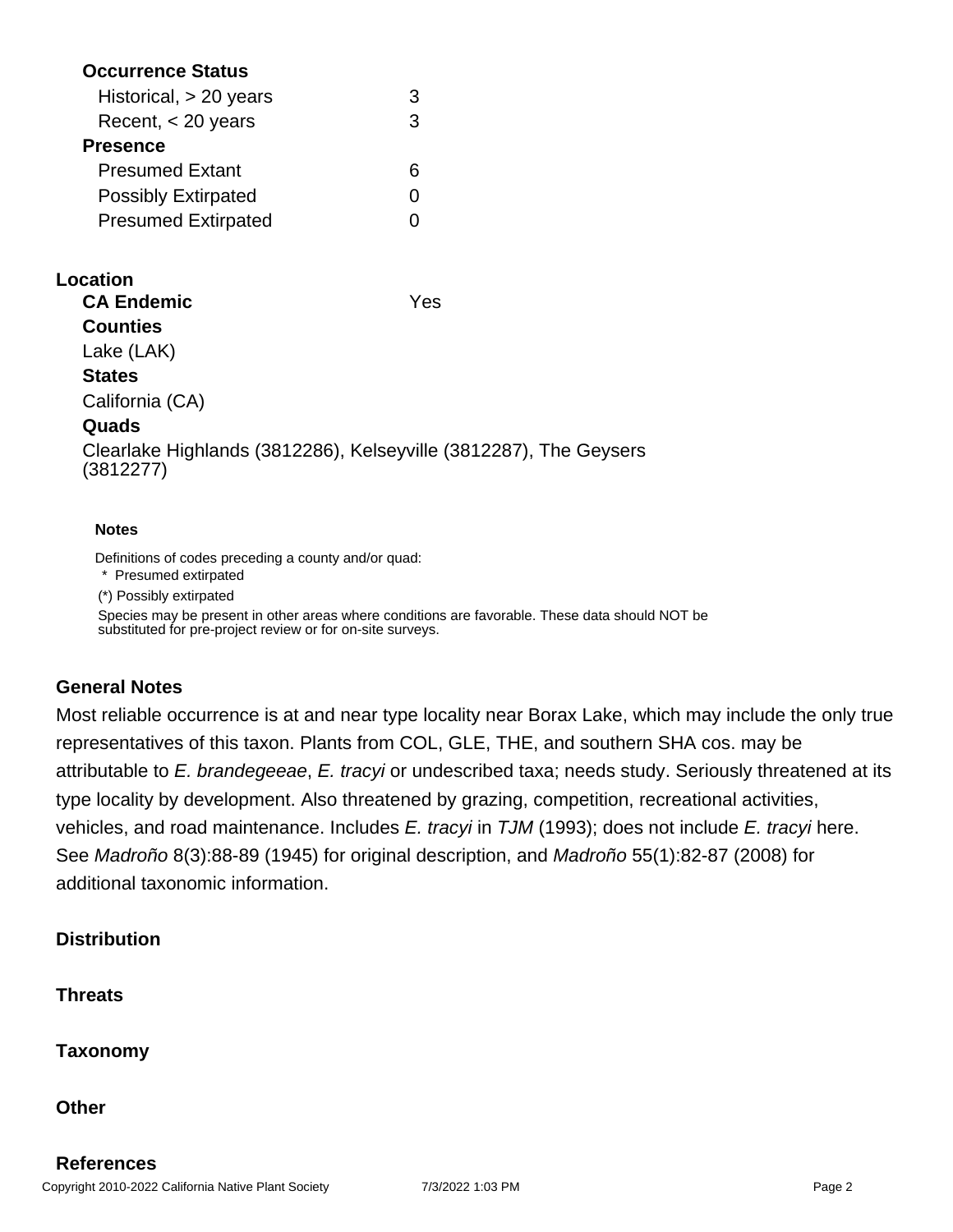**Occurrence Status**

| | |
|---|---|
| Historical, > 20 years | 3 |
| Recent, < 20 years | 3 |

**Presence**

| | |
|---|---|
| Presumed Extant | 6 |
| Possibly Extirpated | 0 |
| Presumed Extirpated | 0 |

## Location

**CA Endemic** Yes

**Counties**

Lake (LAK)

**States**

California (CA)

**Quads**

Clearlake Highlands (3812286), Kelseyville (3812287), The Geysers (3812277)

**Notes**

Definitions of codes preceding a county and/or quad:

* Presumed extirpated

(*) Possibly extirpated

Species may be present in other areas where conditions are favorable. These data should NOT be substituted for pre-project review or for on-site surveys.

## General Notes

Most reliable occurrence is at and near type locality near Borax Lake, which may include the only true representatives of this taxon. Plants from COL, GLE, THE, and southern SHA cos. may be attributable to *E. brandegeeae*, *E. tracyi* or undescribed taxa; needs study. Seriously threatened at its type locality by development. Also threatened by grazing, competition, recreational activities, vehicles, and road maintenance. Includes *E. tracyi* in *TJM* (1993); does not include *E. tracyi* here. See *Madroño* 8(3):88-89 (1945) for original description, and *Madroño* 55(1):82-87 (2008) for additional taxonomic information.

## Distribution

## Threats

## Taxonomy

## Other

## References